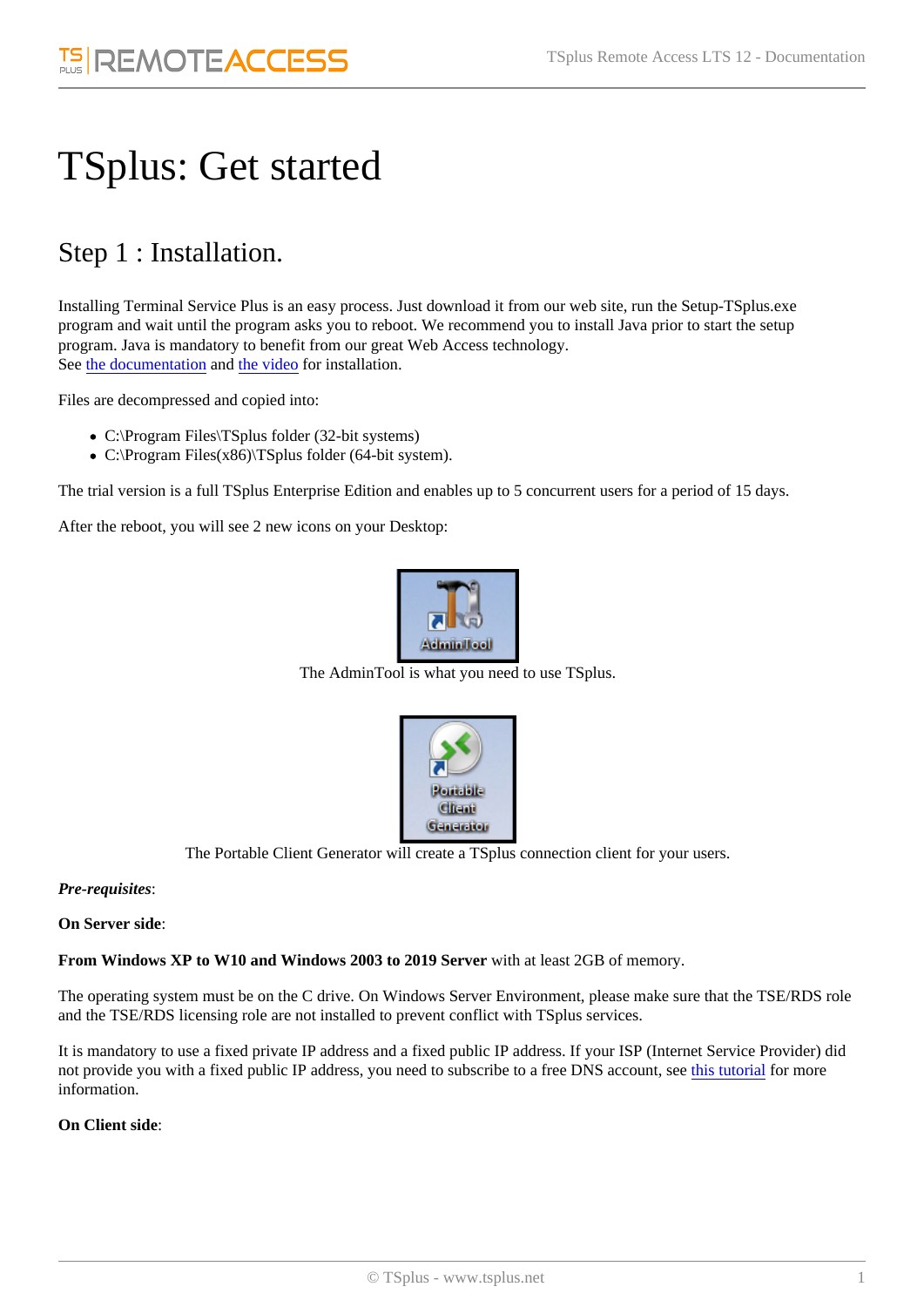# TSplus: Get started

## Step 1 : Installation.

Installing Terminal Service Plus is an easy process. Just download it from our web site, run the Setup-TSplus.exe program and wait until the program asks you to reboot. We recommend you to install Java prior to start the setup program. Java is mandatory to benefit from our great Web Access technology.
See the documentation and the video for installation.

Files are decompressed and copied into:

- C:\Program Files\TSplus folder (32-bit systems)
- C:\Program Files(x86)\TSplus folder (64-bit system).

The trial version is a full TSplus Enterprise Edition and enables up to 5 concurrent users for a period of 15 days.

After the reboot, you will see 2 new icons on your Desktop:

The AdminTool is what you need to use TSplus.

The Portable Client Generator will create a TSplus connection client for your users.

***Pre-requisites***:

**On Server side**:

**From Windows XP to W10 and Windows 2003 to 2019 Server** with at least 2GB of memory.

The operating system must be on the C drive. On Windows Server Environment, please make sure that the TSE/RDS role and the TSE/RDS licensing role are not installed to prevent conflict with TSplus services.

It is mandatory to use a fixed private IP address and a fixed public IP address. If your ISP (Internet Service Provider) did not provide you with a fixed public IP address, you need to subscribe to a free DNS account, see this tutorial for more information.

**On Client side**: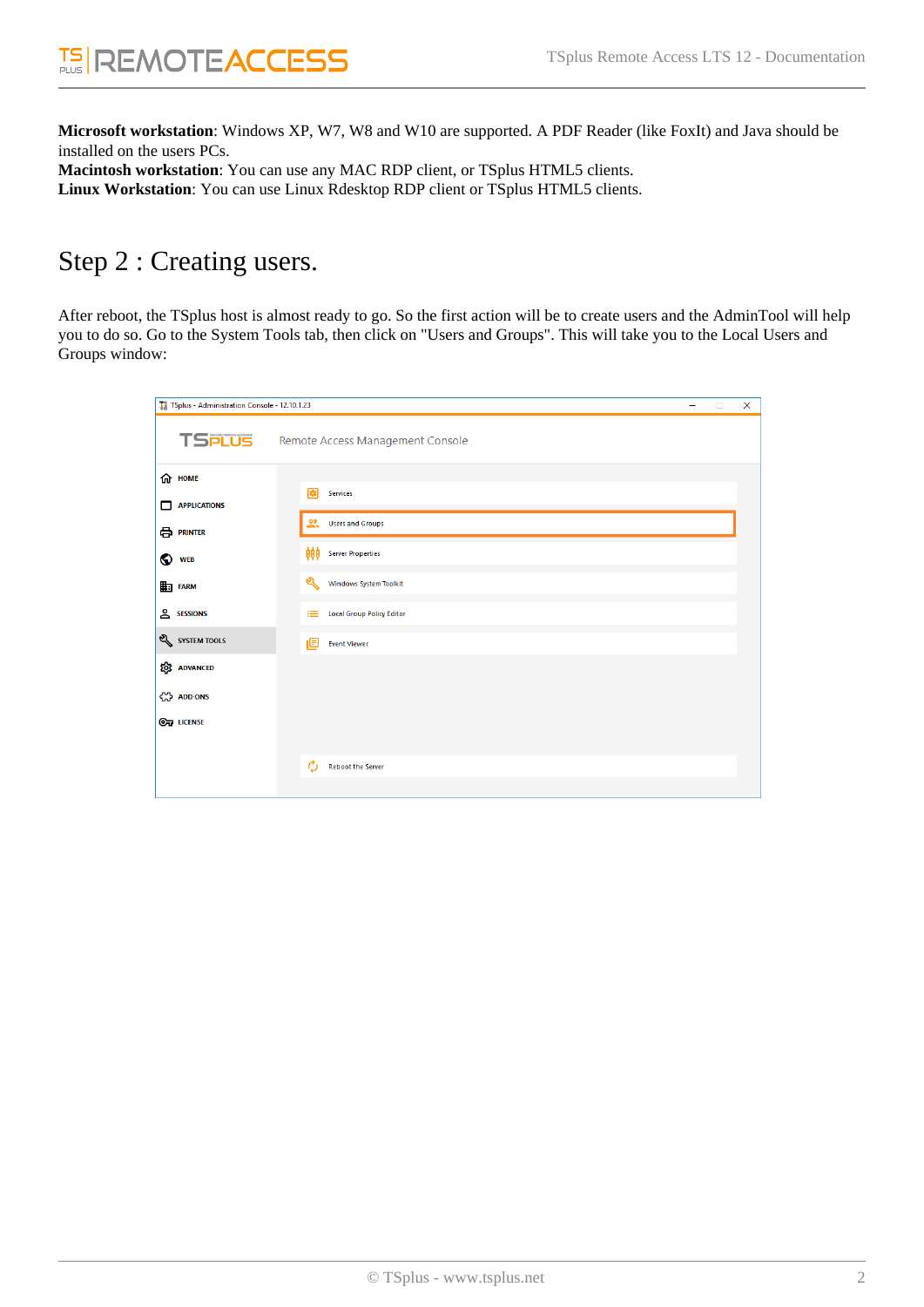**Microsoft workstation**: Windows XP, W7, W8 and W10 are supported. A PDF Reader (like FoxIt) and Java should be installed on the users PCs.
**Macintosh workstation**: You can use any MAC RDP client, or TSplus HTML5 clients.
**Linux Workstation**: You can use Linux Rdesktop RDP client or TSplus HTML5 clients.

## Step 2 : Creating users.

After reboot, the TSplus host is almost ready to go. So the first action will be to create users and the AdminTool will help you to do so. Go to the System Tools tab, then click on "Users and Groups". This will take you to the Local Users and Groups window: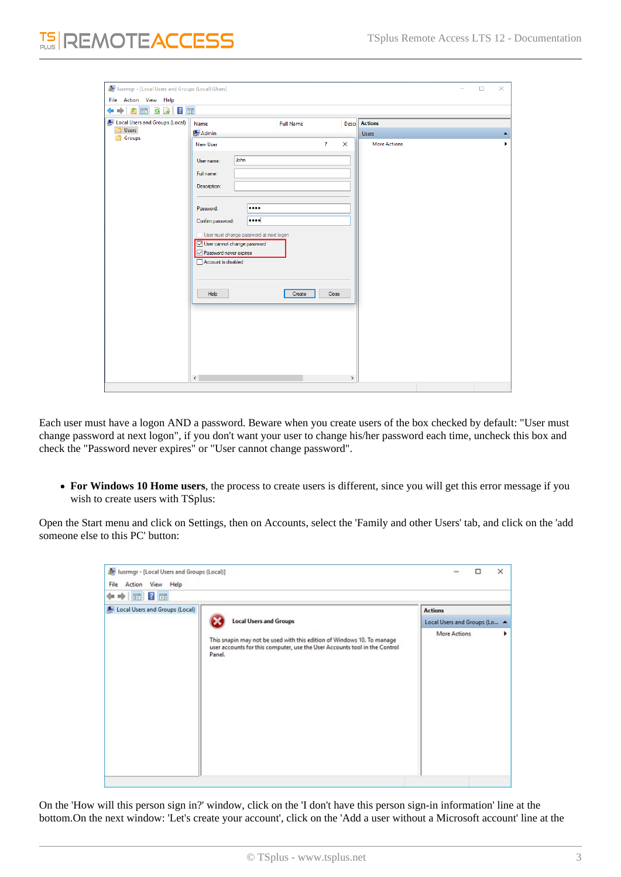Each user must have a logon AND a password. Beware when you create users of the box checked by default: "User must change password at next logon", if you don't want your user to change his/her password each time, uncheck this box and check the "Password never expires" or "User cannot change password".

- **For Windows 10 Home users**, the process to create users is different, since you will get this error message if you wish to create users with TSplus:

Open the Start menu and click on Settings, then on Accounts, select the 'Family and other Users' tab, and click on the 'add someone else to this PC' button:

On the 'How will this person sign in?' window, click on the 'I don't have this person sign-in information' line at the bottom.On the next window: 'Let's create your account', click on the 'Add a user without a Microsoft account' line at the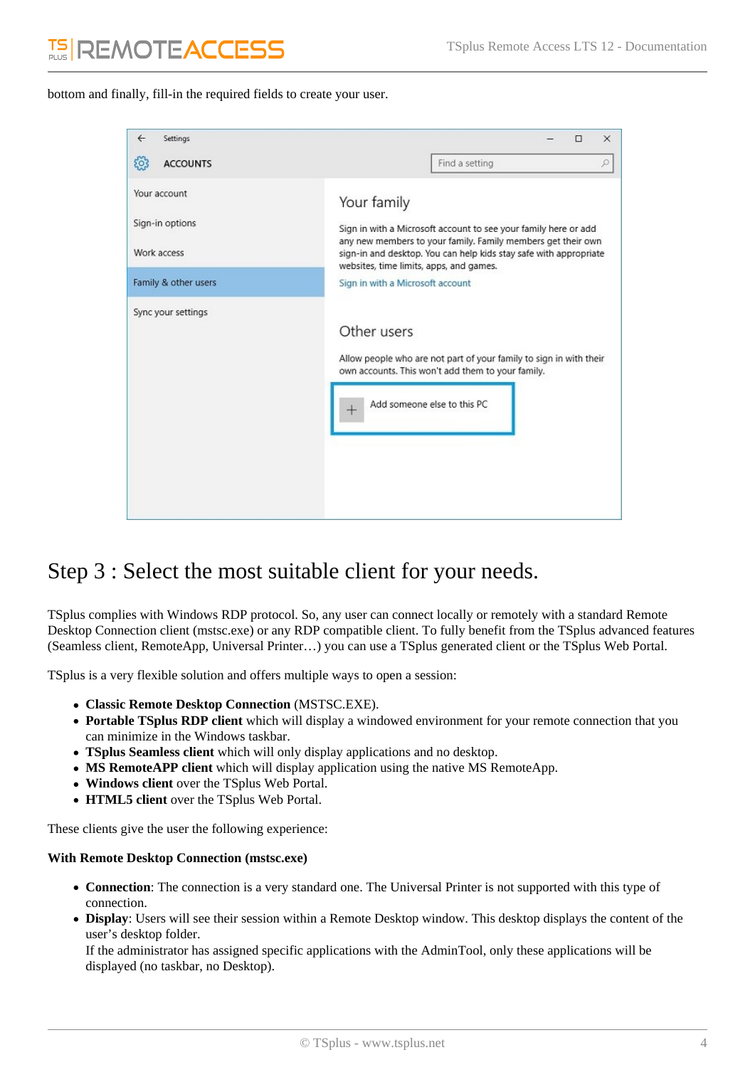bottom and finally, fill-in the required fields to create your user.

## Step 3 : Select the most suitable client for your needs.

TSplus complies with Windows RDP protocol. So, any user can connect locally or remotely with a standard Remote Desktop Connection client (mstsc.exe) or any RDP compatible client. To fully benefit from the TSplus advanced features (Seamless client, RemoteApp, Universal Printer…) you can use a TSplus generated client or the TSplus Web Portal.

TSplus is a very flexible solution and offers multiple ways to open a session:

- **Classic Remote Desktop Connection** (MSTSC.EXE).
- **Portable TSplus RDP client** which will display a windowed environment for your remote connection that you can minimize in the Windows taskbar.
- **TSplus Seamless client** which will only display applications and no desktop.
- **MS RemoteAPP client** which will display application using the native MS RemoteApp.
- **Windows client** over the TSplus Web Portal.
- **HTML5 client** over the TSplus Web Portal.

These clients give the user the following experience:

**With Remote Desktop Connection (mstsc.exe)**

- **Connection**: The connection is a very standard one. The Universal Printer is not supported with this type of connection.
- **Display**: Users will see their session within a Remote Desktop window. This desktop displays the content of the user's desktop folder.
  If the administrator has assigned specific applications with the AdminTool, only these applications will be displayed (no taskbar, no Desktop).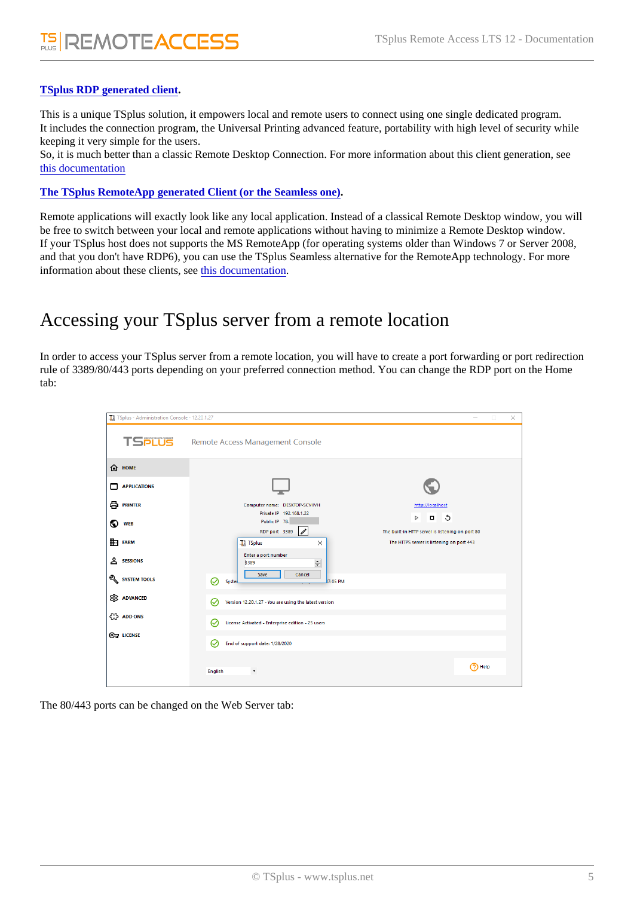**[TSplus RDP generated client](#)**.

This is a unique TSplus solution, it empowers local and remote users to connect using one single dedicated program.
It includes the connection program, the Universal Printing advanced feature, portability with high level of security while keeping it very simple for the users.
So, it is much better than a classic Remote Desktop Connection. For more information about this client generation, see [this documentation](#)

**[The TSplus RemoteApp generated Client (or the Seamless one)](#)**.

Remote applications will exactly look like any local application. Instead of a classical Remote Desktop window, you will be free to switch between your local and remote applications without having to minimize a Remote Desktop window.
If your TSplus host does not supports the MS RemoteApp (for operating systems older than Windows 7 or Server 2008, and that you don't have RDP6), you can use the TSplus Seamless alternative for the RemoteApp technology. For more information about these clients, see [this documentation](#).

# Accessing your TSplus server from a remote location

In order to access your TSplus server from a remote location, you will have to create a port forwarding or port redirection rule of 3389/80/443 ports depending on your preferred connection method. You can change the RDP port on the Home tab:

The 80/443 ports can be changed on the Web Server tab: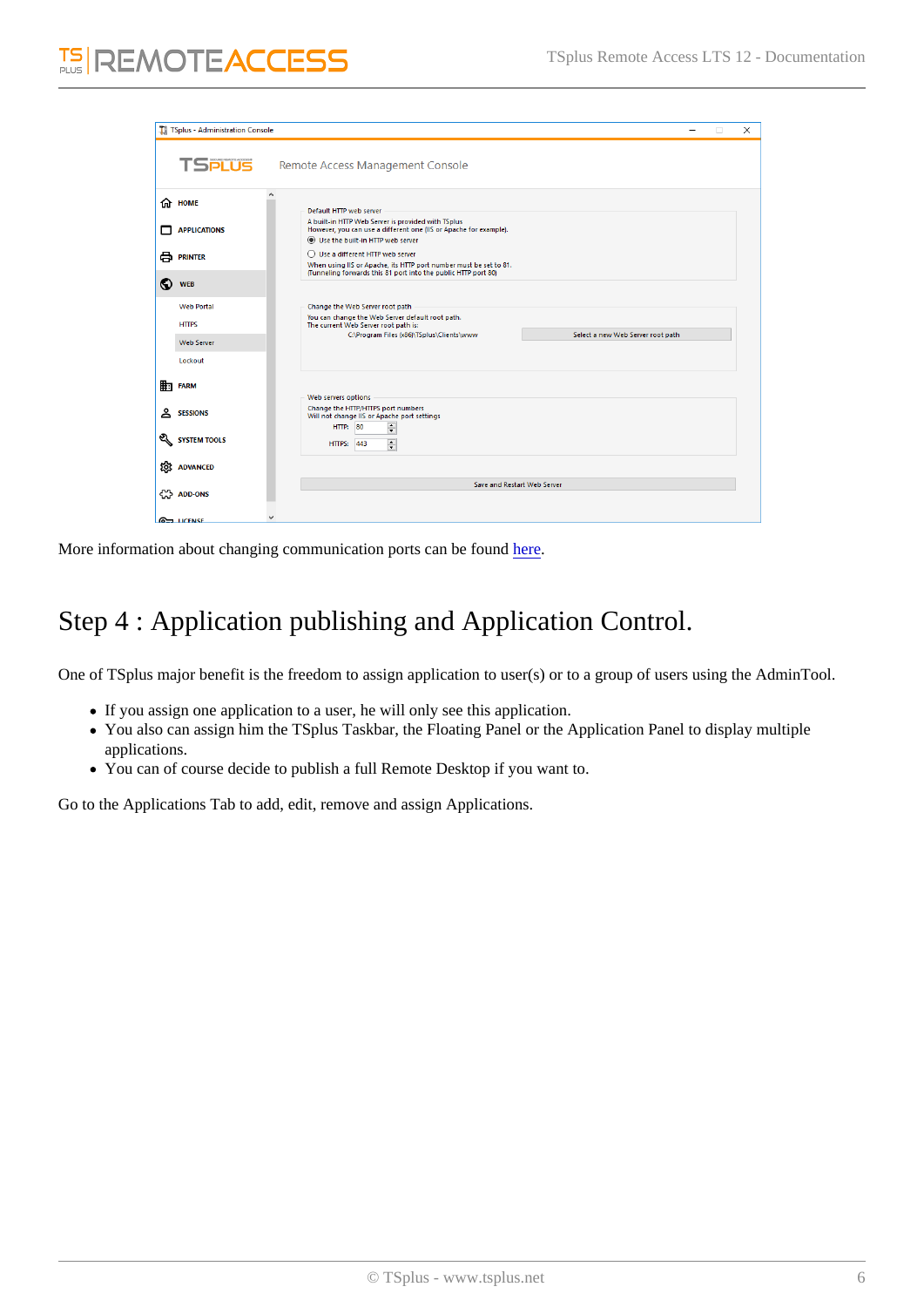More information about changing communication ports can be found here.

# Step 4 : Application publishing and Application Control.

One of TSplus major benefit is the freedom to assign application to user(s) or to a group of users using the AdminTool.

- If you assign one application to a user, he will only see this application.
- You also can assign him the TSplus Taskbar, the Floating Panel or the Application Panel to display multiple applications.
- You can of course decide to publish a full Remote Desktop if you want to.

Go to the Applications Tab to add, edit, remove and assign Applications.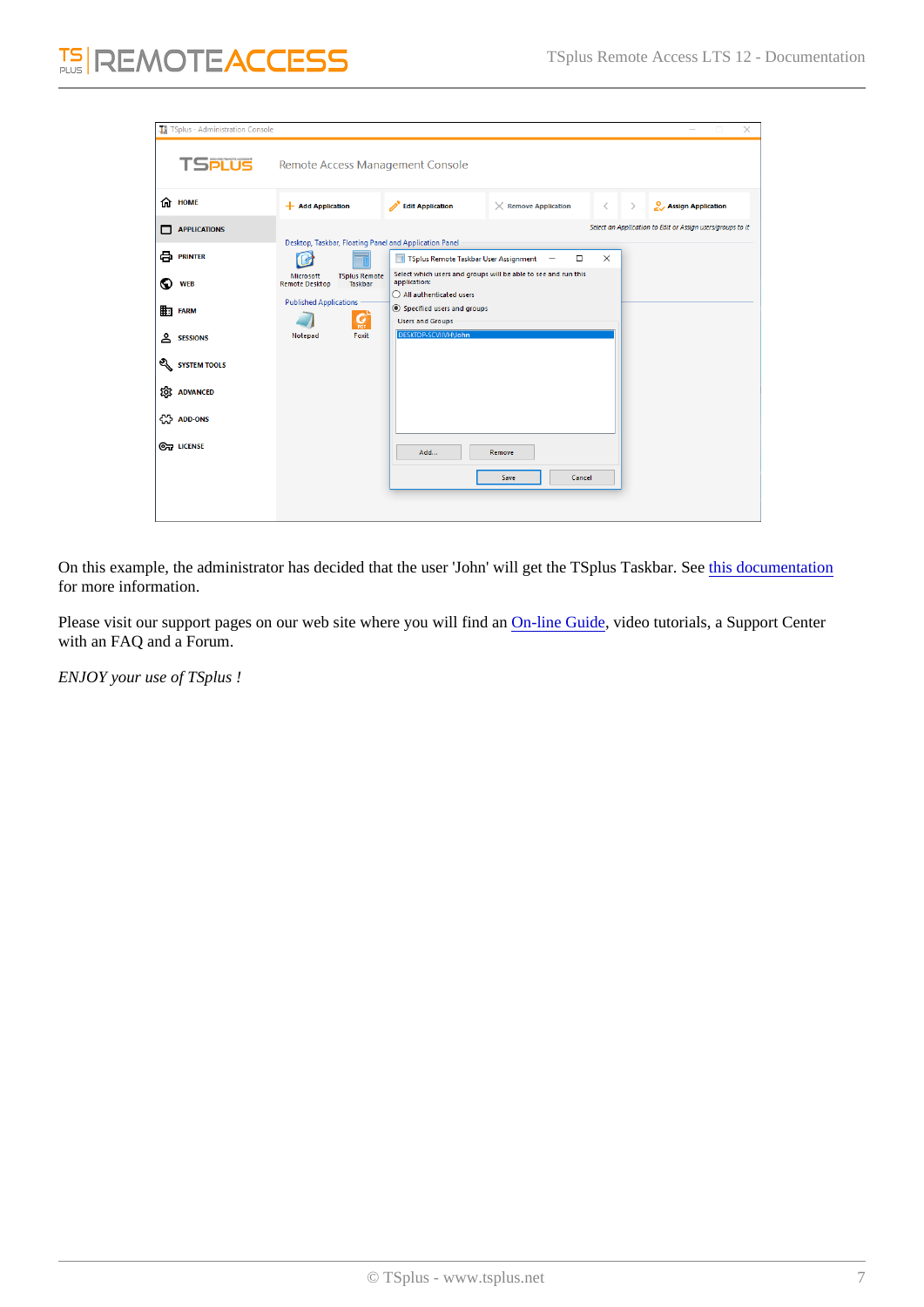On this example, the administrator has decided that the user 'John' will get the TSplus Taskbar. See this documentation for more information.

Please visit our support pages on our web site where you will find an On-line Guide, video tutorials, a Support Center with an FAQ and a Forum.

*ENJOY your use of TSplus !*